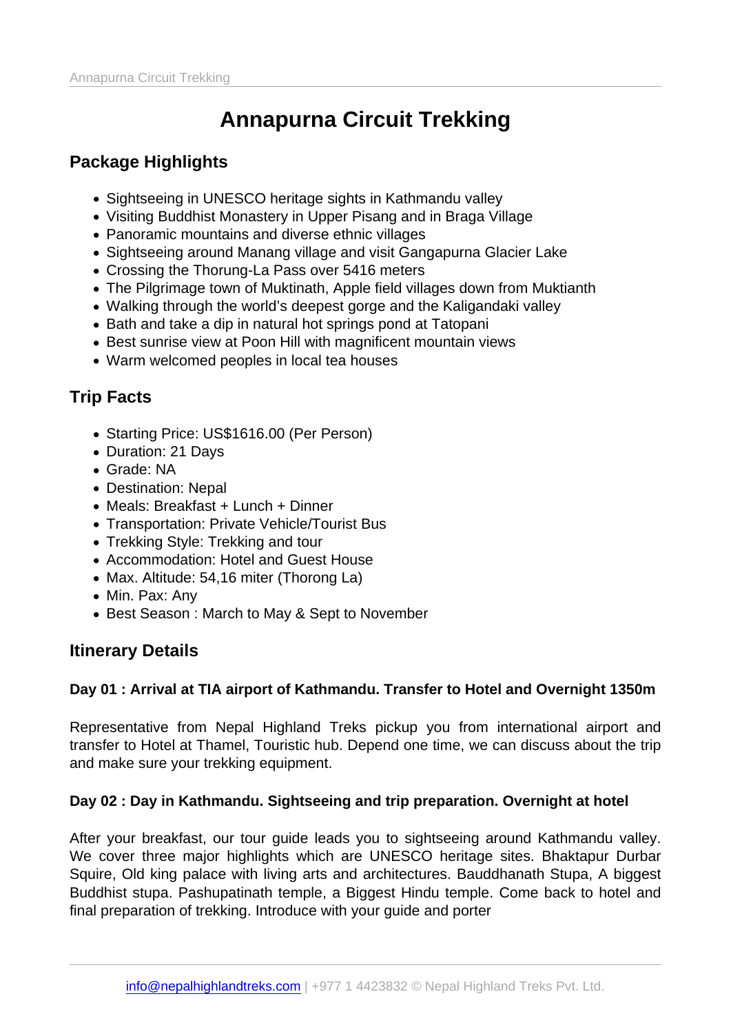# Annapurna Circuit Trekking

## Package Highlights

- Sightseeing in UNESCO heritage sights in Kathmandu valley
- Visiting Buddhist Monastery in Upper Pisang and in Braga Village
- Panoramic mountains and diverse ethnic villages
- Sightseeing around Manang village and visit Gangapurna Glacier Lake
- Crossing the Thorung-La Pass over 5416 meters
- The Pilgrimage town of Muktinath, Apple field villages down from Muktianth
- Walking through the world's deepest gorge and the Kaligandaki valley
- Bath and take a dip in natural hot springs pond at Tatopani
- Best sunrise view at Poon Hill with magnificent mountain views
- Warm welcomed peoples in local tea houses

## Trip Facts

- Starting Price: US$1616.00 (Per Person)
- Duration: 21 Days
- Grade: NA
- Destination: Nepal
- Meals: Breakfast + Lunch + Dinner
- Transportation: Private Vehicle/Tourist Bus
- Trekking Style: Trekking and tour
- Accommodation: Hotel and Guest House
- Max. Altitude: 54,16 miter (Thorong La)
- Min. Pax: Any
- Best Season : March to May & Sept to November

## Itinerary Details

### Day 01 : Arrival at TIA airport of Kathmandu. Transfer to Hotel and Overnight 1350m

Representative from Nepal Highland Treks pickup you from international airport and transfer to Hotel at Thamel, Touristic hub. Depend one time, we can discuss about the trip and make sure your trekking equipment.

### Day 02 : Day in Kathmandu. Sightseeing and trip preparation. Overnight at hotel

After your breakfast, our tour guide leads you to sightseeing around Kathmandu valley. We cover three major highlights which are UNESCO heritage sites. Bhaktapur Durbar Squire, Old king palace with living arts and architectures. Bauddhanath Stupa, A biggest Buddhist stupa. Pashupatinath temple, a Biggest Hindu temple. Come back to hotel and final preparation of trekking. Introduce with your guide and porter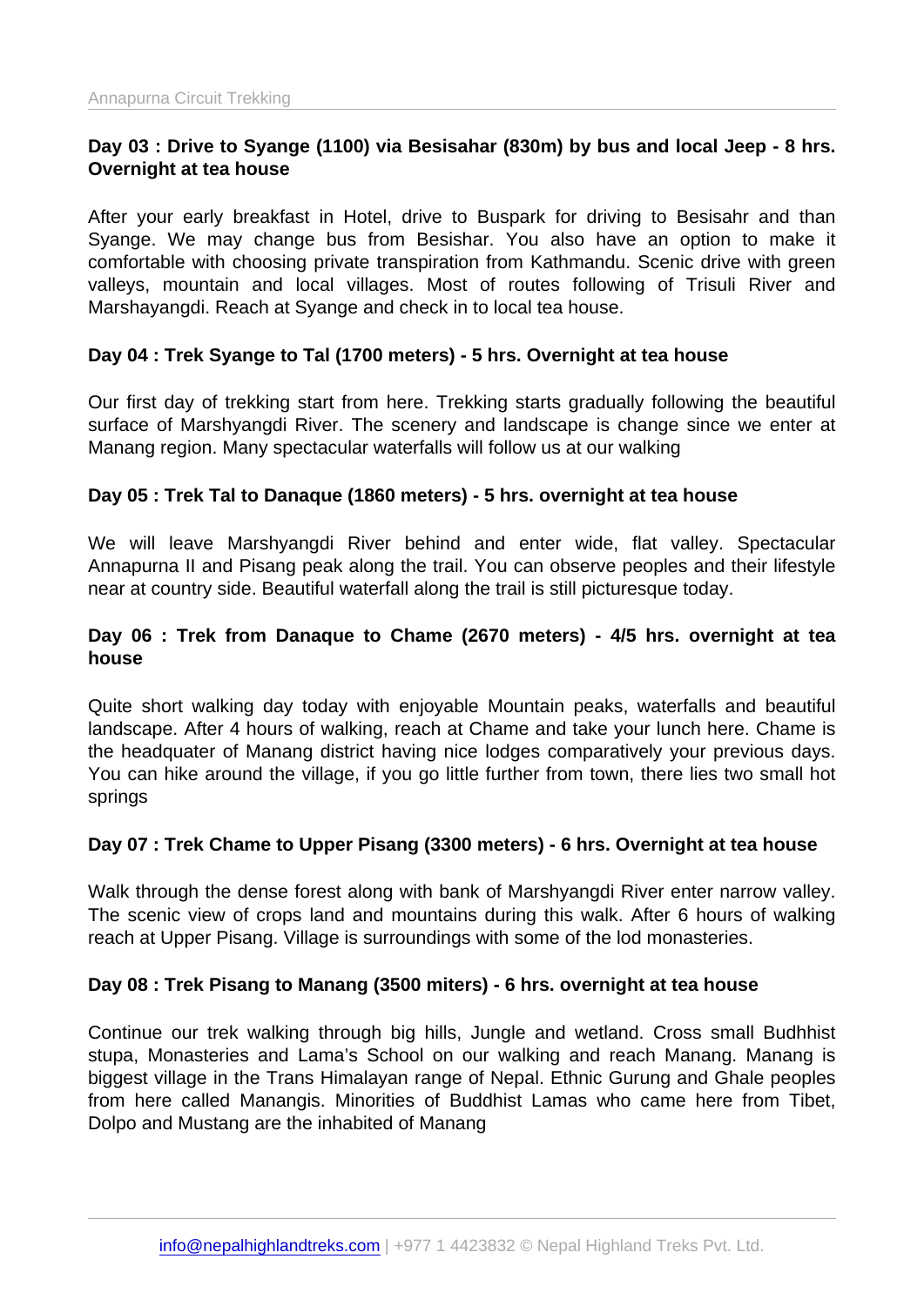**Day 03 : Drive to Syange (1100) via Besisahar (830m) by bus and local Jeep - 8 hrs. Overnight at tea house**

After your early breakfast in Hotel, drive to Buspark for driving to Besisahr and than Syange. We may change bus from Besishar. You also have an option to make it comfortable with choosing private transpiration from Kathmandu. Scenic drive with green valleys, mountain and local villages. Most of routes following of Trisuli River and Marshayangdi. Reach at Syange and check in to local tea house.

**Day 04 : Trek Syange to Tal (1700 meters) - 5 hrs. Overnight at tea house**

Our first day of trekking start from here. Trekking starts gradually following the beautiful surface of Marshyangdi River. The scenery and landscape is change since we enter at Manang region. Many spectacular waterfalls will follow us at our walking

**Day 05 : Trek Tal to Danaque (1860 meters) - 5 hrs. overnight at tea house**

We will leave Marshyangdi River behind and enter wide, flat valley. Spectacular Annapurna II and Pisang peak along the trail. You can observe peoples and their lifestyle near at country side. Beautiful waterfall along the trail is still picturesque today.

**Day 06 : Trek from Danaque to Chame (2670 meters) - 4/5 hrs. overnight at tea house**

Quite short walking day today with enjoyable Mountain peaks, waterfalls and beautiful landscape. After 4 hours of walking, reach at Chame and take your lunch here. Chame is the headquater of Manang district having nice lodges comparatively your previous days. You can hike around the village, if you go little further from town, there lies two small hot springs

**Day 07 : Trek Chame to Upper Pisang (3300 meters) - 6 hrs. Overnight at tea house**

Walk through the dense forest along with bank of Marshyangdi River enter narrow valley. The scenic view of crops land and mountains during this walk. After 6 hours of walking reach at Upper Pisang. Village is surroundings with some of the lod monasteries.

**Day 08 : Trek Pisang to Manang (3500 miters) - 6 hrs. overnight at tea house**

Continue our trek walking through big hills, Jungle and wetland. Cross small Budhhist stupa, Monasteries and Lama's School on our walking and reach Manang. Manang is biggest village in the Trans Himalayan range of Nepal. Ethnic Gurung and Ghale peoples from here called Manangis. Minorities of Buddhist Lamas who came here from Tibet, Dolpo and Mustang are the inhabited of Manang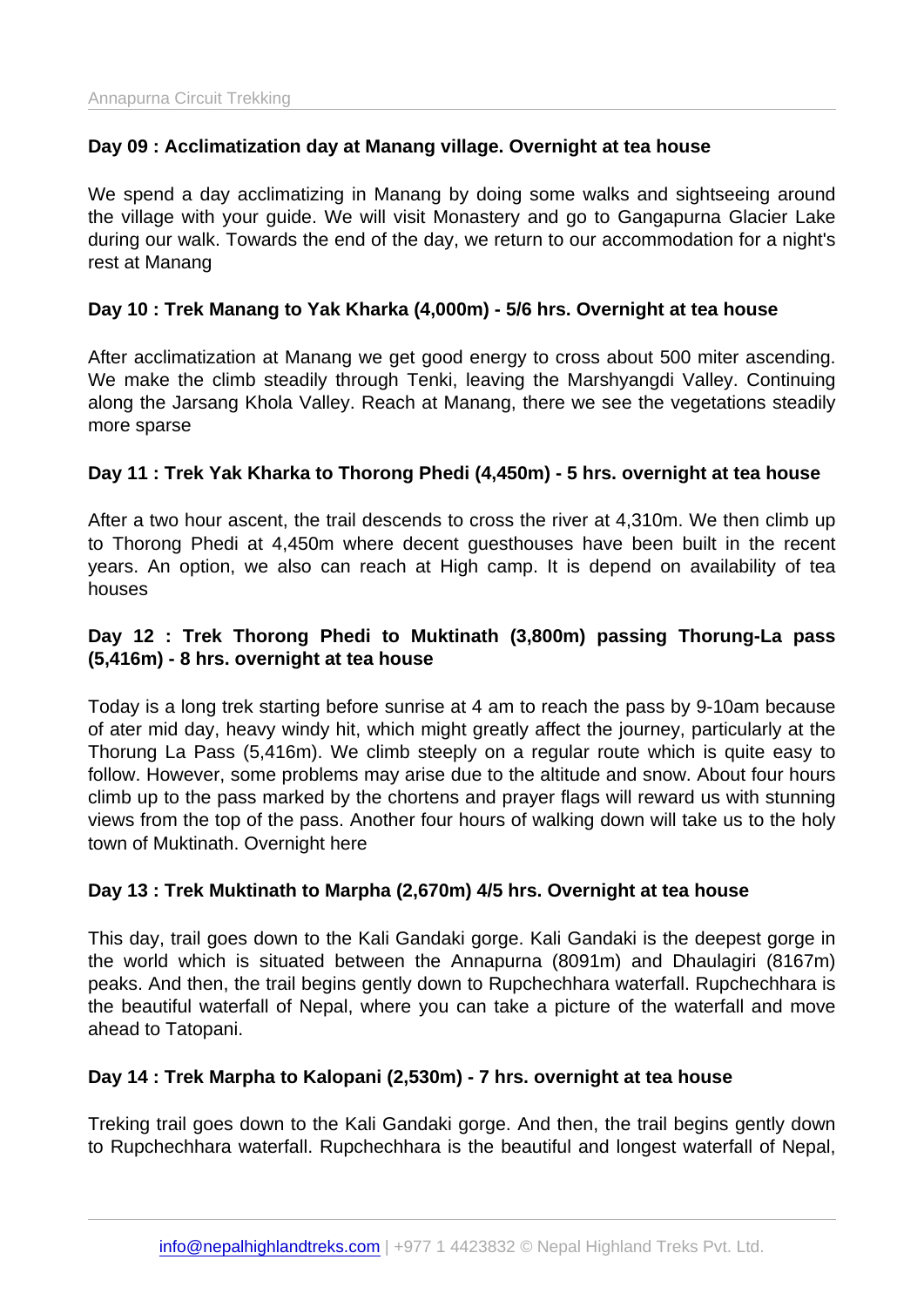**Day 09 : Acclimatization day at Manang village. Overnight at tea house**

We spend a day acclimatizing in Manang by doing some walks and sightseeing around the village with your guide. We will visit Monastery and go to Gangapurna Glacier Lake during our walk. Towards the end of the day, we return to our accommodation for a night's rest at Manang

**Day 10 : Trek Manang to Yak Kharka (4,000m) - 5/6 hrs. Overnight at tea house**

After acclimatization at Manang we get good energy to cross about 500 miter ascending. We make the climb steadily through Tenki, leaving the Marshyangdi Valley. Continuing along the Jarsang Khola Valley. Reach at Manang, there we see the vegetations steadily more sparse

**Day 11 : Trek Yak Kharka to Thorong Phedi (4,450m) - 5 hrs. overnight at tea house**

After a two hour ascent, the trail descends to cross the river at 4,310m. We then climb up to Thorong Phedi at 4,450m where decent guesthouses have been built in the recent years. An option, we also can reach at High camp. It is depend on availability of tea houses

**Day 12 : Trek Thorong Phedi to Muktinath (3,800m) passing Thorung-La pass (5,416m) - 8 hrs. overnight at tea house**

Today is a long trek starting before sunrise at 4 am to reach the pass by 9-10am because of ater mid day, heavy windy hit, which might greatly affect the journey, particularly at the Thorung La Pass (5,416m). We climb steeply on a regular route which is quite easy to follow. However, some problems may arise due to the altitude and snow. About four hours climb up to the pass marked by the chortens and prayer flags will reward us with stunning views from the top of the pass. Another four hours of walking down will take us to the holy town of Muktinath. Overnight here

**Day 13 : Trek Muktinath to Marpha (2,670m) 4/5 hrs. Overnight at tea house**

This day, trail goes down to the Kali Gandaki gorge. Kali Gandaki is the deepest gorge in the world which is situated between the Annapurna (8091m) and Dhaulagiri (8167m) peaks. And then, the trail begins gently down to Rupchechhara waterfall. Rupchechhara is the beautiful waterfall of Nepal, where you can take a picture of the waterfall and move ahead to Tatopani.

**Day 14 : Trek Marpha to Kalopani (2,530m) - 7 hrs. overnight at tea house**

Treking trail goes down to the Kali Gandaki gorge. And then, the trail begins gently down to Rupchechhara waterfall. Rupchechhara is the beautiful and longest waterfall of Nepal,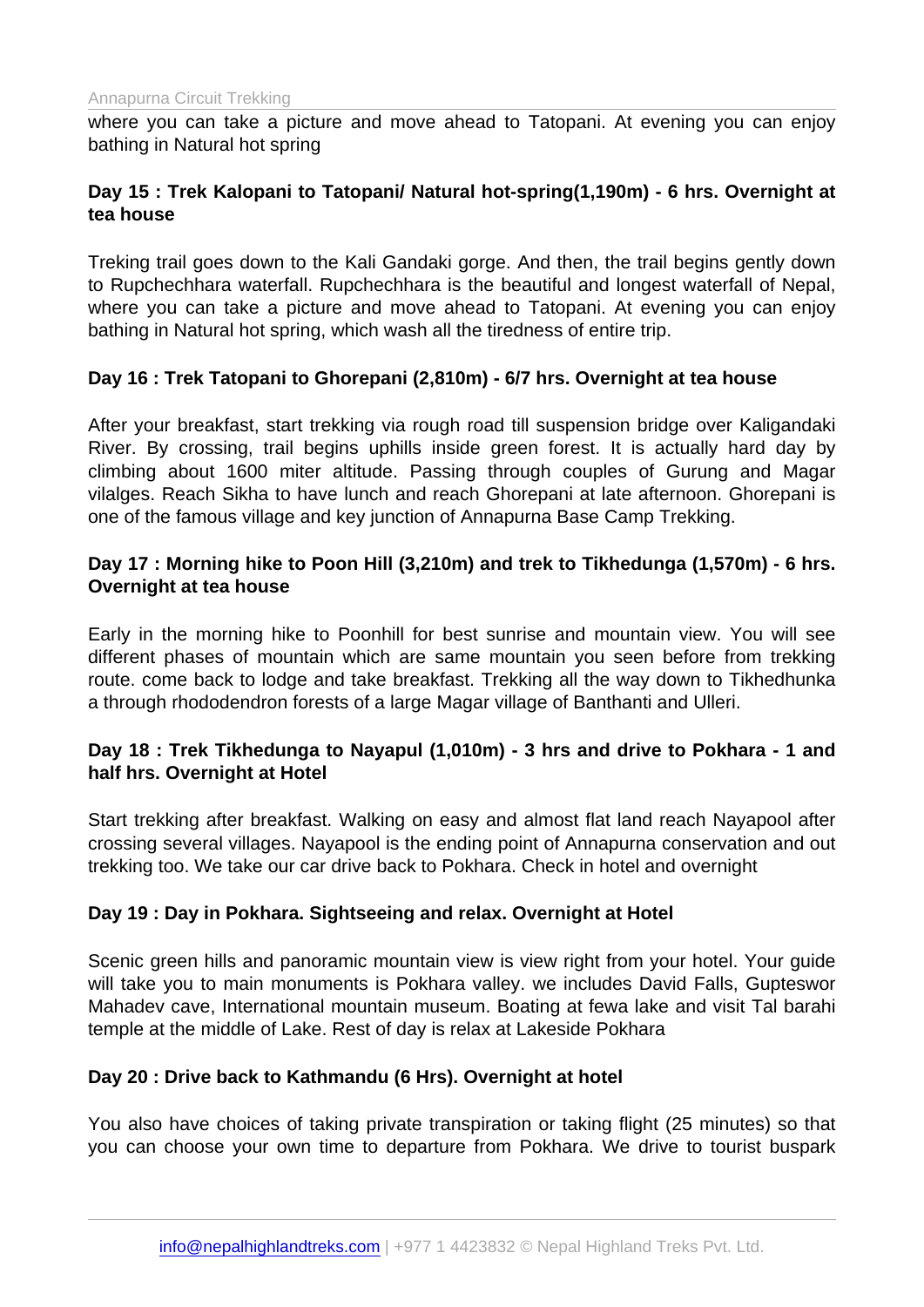where you can take a picture and move ahead to Tatopani. At evening you can enjoy bathing in Natural hot spring

**Day 15 : Trek Kalopani to Tatopani/ Natural hot-spring(1,190m) - 6 hrs. Overnight at tea house**

Treking trail goes down to the Kali Gandaki gorge. And then, the trail begins gently down to Rupchechhara waterfall. Rupchechhara is the beautiful and longest waterfall of Nepal, where you can take a picture and move ahead to Tatopani. At evening you can enjoy bathing in Natural hot spring, which wash all the tiredness of entire trip.

**Day 16 : Trek Tatopani to Ghorepani (2,810m) - 6/7 hrs. Overnight at tea house**

After your breakfast, start trekking via rough road till suspension bridge over Kaligandaki River. By crossing, trail begins uphills inside green forest. It is actually hard day by climbing about 1600 miter altitude. Passing through couples of Gurung and Magar vilalges. Reach Sikha to have lunch and reach Ghorepani at late afternoon. Ghorepani is one of the famous village and key junction of Annapurna Base Camp Trekking.

**Day 17 : Morning hike to Poon Hill (3,210m) and trek to Tikhedunga (1,570m) - 6 hrs. Overnight at tea house**

Early in the morning hike to Poonhill for best sunrise and mountain view. You will see different phases of mountain which are same mountain you seen before from trekking route. come back to lodge and take breakfast. Trekking all the way down to Tikhedhunka a through rhododendron forests of a large Magar village of Banthanti and Ulleri.

**Day 18 : Trek Tikhedunga to Nayapul (1,010m) - 3 hrs and drive to Pokhara - 1 and half hrs. Overnight at Hotel**

Start trekking after breakfast. Walking on easy and almost flat land reach Nayapool after crossing several villages. Nayapool is the ending point of Annapurna conservation and out trekking too. We take our car drive back to Pokhara. Check in hotel and overnight

**Day 19 : Day in Pokhara. Sightseeing and relax. Overnight at Hotel**

Scenic green hills and panoramic mountain view is view right from your hotel. Your guide will take you to main monuments is Pokhara valley. we includes David Falls, Gupteswor Mahadev cave, International mountain museum. Boating at fewa lake and visit Tal barahi temple at the middle of Lake. Rest of day is relax at Lakeside Pokhara

**Day 20 : Drive back to Kathmandu (6 Hrs). Overnight at hotel**

You also have choices of taking private transpiration or taking flight (25 minutes) so that you can choose your own time to departure from Pokhara. We drive to tourist buspark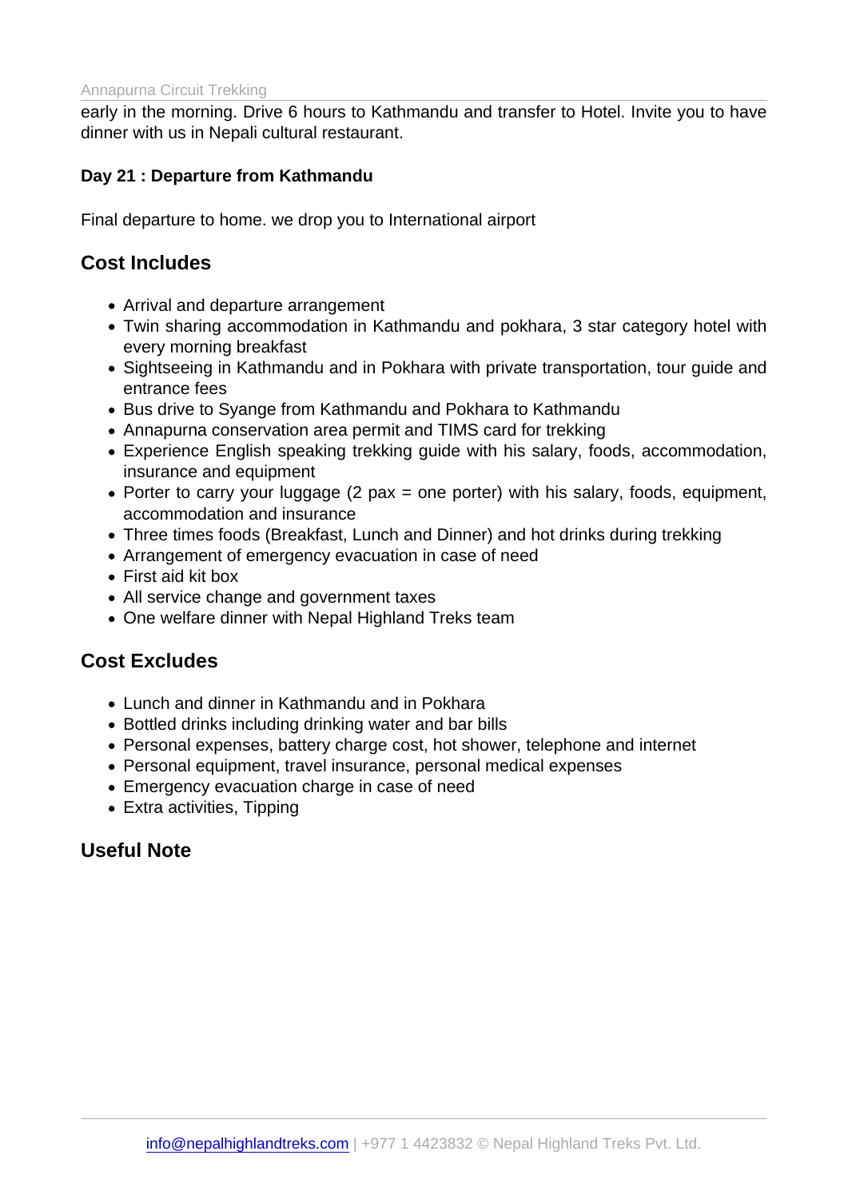early in the morning. Drive 6 hours to Kathmandu and transfer to Hotel. Invite you to have dinner with us in Nepali cultural restaurant.

**Day 21 : Departure from Kathmandu**

Final departure to home. we drop you to International airport

## Cost Includes

- Arrival and departure arrangement
- Twin sharing accommodation in Kathmandu and pokhara, 3 star category hotel with every morning breakfast
- Sightseeing in Kathmandu and in Pokhara with private transportation, tour guide and entrance fees
- Bus drive to Syange from Kathmandu and Pokhara to Kathmandu
- Annapurna conservation area permit and TIMS card for trekking
- Experience English speaking trekking guide with his salary, foods, accommodation, insurance and equipment
- Porter to carry your luggage (2 pax = one porter) with his salary, foods, equipment, accommodation and insurance
- Three times foods (Breakfast, Lunch and Dinner) and hot drinks during trekking
- Arrangement of emergency evacuation in case of need
- First aid kit box
- All service change and government taxes
- One welfare dinner with Nepal Highland Treks team

## Cost Excludes

- Lunch and dinner in Kathmandu and in Pokhara
- Bottled drinks including drinking water and bar bills
- Personal expenses, battery charge cost, hot shower, telephone and internet
- Personal equipment, travel insurance, personal medical expenses
- Emergency evacuation charge in case of need
- Extra activities, Tipping

## Useful Note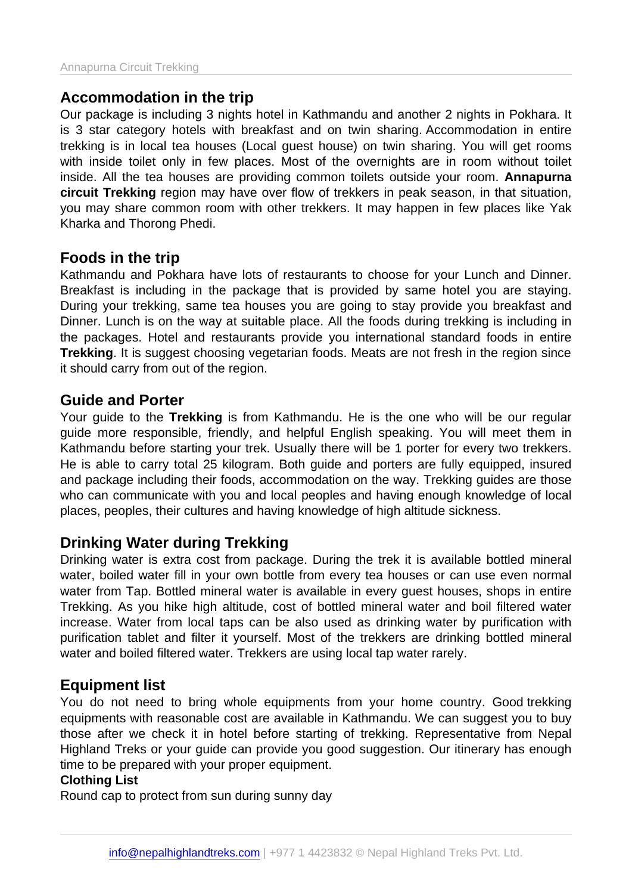## Accommodation in the trip

Our package is including 3 nights hotel in Kathmandu and another 2 nights in Pokhara. It is 3 star category hotels with breakfast and on twin sharing. Accommodation in entire trekking is in local tea houses (Local guest house) on twin sharing. You will get rooms with inside toilet only in few places. Most of the overnights are in room without toilet inside. All the tea houses are providing common toilets outside your room. **Annapurna circuit Trekking** region may have over flow of trekkers in peak season, in that situation, you may share common room with other trekkers. It may happen in few places like Yak Kharka and Thorong Phedi.

## Foods in the trip

Kathmandu and Pokhara have lots of restaurants to choose for your Lunch and Dinner. Breakfast is including in the package that is provided by same hotel you are staying. During your trekking, same tea houses you are going to stay provide you breakfast and Dinner. Lunch is on the way at suitable place. All the foods during trekking is including in the packages. Hotel and restaurants provide you international standard foods in entire **Trekking**. It is suggest choosing vegetarian foods. Meats are not fresh in the region since it should carry from out of the region.

## Guide and Porter

Your guide to the **Trekking** is from Kathmandu. He is the one who will be our regular guide more responsible, friendly, and helpful English speaking. You will meet them in Kathmandu before starting your trek. Usually there will be 1 porter for every two trekkers. He is able to carry total 25 kilogram. Both guide and porters are fully equipped, insured and package including their foods, accommodation on the way. Trekking guides are those who can communicate with you and local peoples and having enough knowledge of local places, peoples, their cultures and having knowledge of high altitude sickness.

## Drinking Water during Trekking

Drinking water is extra cost from package. During the trek it is available bottled mineral water, boiled water fill in your own bottle from every tea houses or can use even normal water from Tap. Bottled mineral water is available in every guest houses, shops in entire Trekking. As you hike high altitude, cost of bottled mineral water and boil filtered water increase. Water from local taps can be also used as drinking water by purification with purification tablet and filter it yourself. Most of the trekkers are drinking bottled mineral water and boiled filtered water. Trekkers are using local tap water rarely.

## Equipment list

You do not need to bring whole equipments from your home country. Good trekking equipments with reasonable cost are available in Kathmandu. We can suggest you to buy those after we check it in hotel before starting of trekking. Representative from Nepal Highland Treks or your guide can provide you good suggestion. Our itinerary has enough time to be prepared with your proper equipment.

**Clothing List**

Round cap to protect from sun during sunny day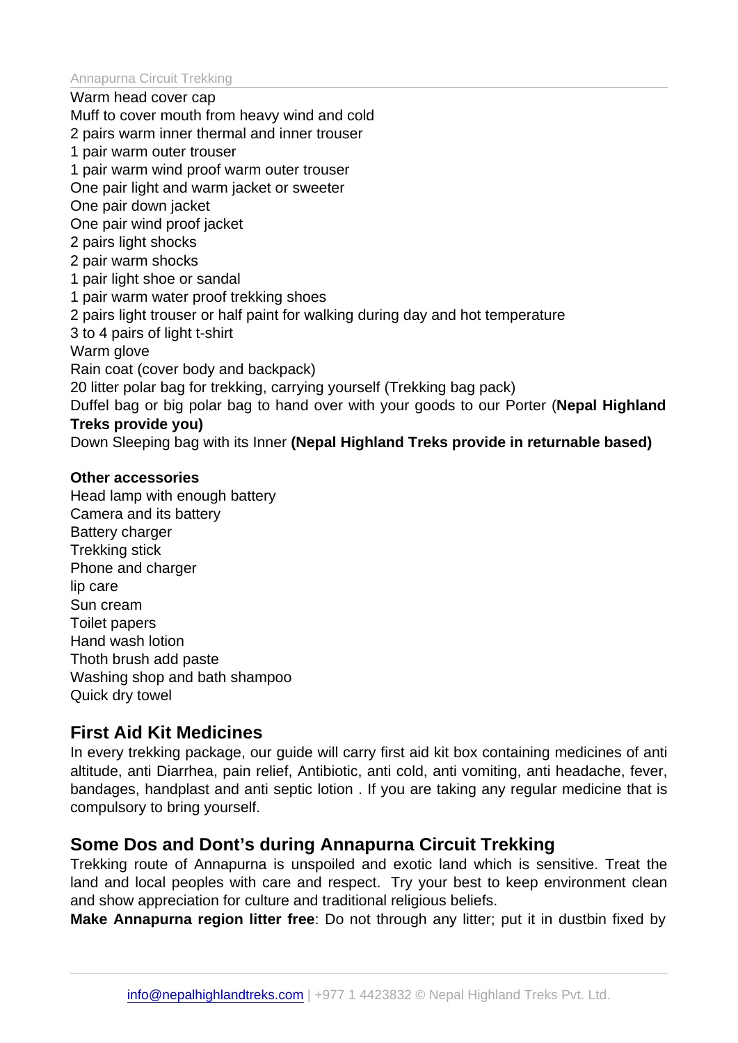Warm head cover cap
Muff to cover mouth from heavy wind and cold
2 pairs warm inner thermal and inner trouser
1 pair warm outer trouser
1 pair warm wind proof warm outer trouser
One pair light and warm jacket or sweeter
One pair down jacket
One pair wind proof jacket
2 pairs light shocks
2 pair warm shocks
1 pair light shoe or sandal
1 pair warm water proof trekking shoes
2 pairs light trouser or half paint for walking during day and hot temperature
3 to 4 pairs of light t-shirt
Warm glove
Rain coat (cover body and backpack)
20 litter polar bag for trekking, carrying yourself (Trekking bag pack)
Duffel bag or big polar bag to hand over with your goods to our Porter (**Nepal Highland Treks provide you)**
Down Sleeping bag with its Inner **(Nepal Highland Treks provide in returnable based)**

**Other accessories**
Head lamp with enough battery
Camera and its battery
Battery charger
Trekking stick
Phone and charger
lip care
Sun cream
Toilet papers
Hand wash lotion
Thoth brush add paste
Washing shop and bath shampoo
Quick dry towel

## First Aid Kit Medicines

In every trekking package, our guide will carry first aid kit box containing medicines of anti altitude, anti Diarrhea, pain relief, Antibiotic, anti cold, anti vomiting, anti headache, fever, bandages, handplast and anti septic lotion . If you are taking any regular medicine that is compulsory to bring yourself.

## Some Dos and Dont's during Annapurna Circuit Trekking

Trekking route of Annapurna is unspoiled and exotic land which is sensitive. Treat the land and local peoples with care and respect. Try your best to keep environment clean and show appreciation for culture and traditional religious beliefs.
**Make Annapurna region litter free**: Do not through any litter; put it in dustbin fixed by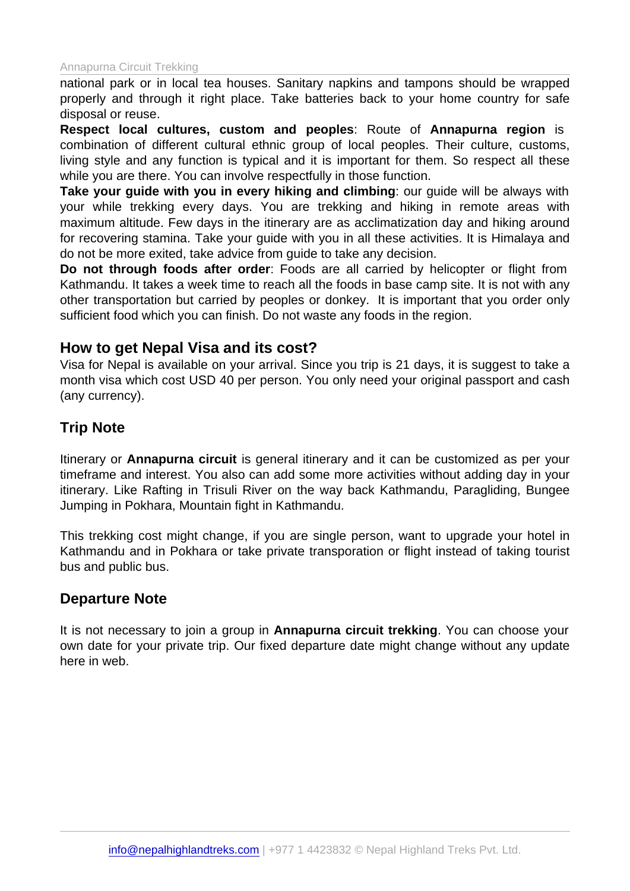national park or in local tea houses. Sanitary napkins and tampons should be wrapped properly and through it right place. Take batteries back to your home country for safe disposal or reuse.

**Respect local cultures, custom and peoples**: Route of **Annapurna region** is combination of different cultural ethnic group of local peoples. Their culture, customs, living style and any function is typical and it is important for them. So respect all these while you are there. You can involve respectfully in those function.

**Take your guide with you in every hiking and climbing**: our guide will be always with your while trekking every days. You are trekking and hiking in remote areas with maximum altitude. Few days in the itinerary are as acclimatization day and hiking around for recovering stamina. Take your guide with you in all these activities. It is Himalaya and do not be more exited, take advice from guide to take any decision.

**Do not through foods after order**: Foods are all carried by helicopter or flight from Kathmandu. It takes a week time to reach all the foods in base camp site. It is not with any other transportation but carried by peoples or donkey. It is important that you order only sufficient food which you can finish. Do not waste any foods in the region.

## How to get Nepal Visa and its cost?

Visa for Nepal is available on your arrival. Since you trip is 21 days, it is suggest to take a month visa which cost USD 40 per person. You only need your original passport and cash (any currency).

## Trip Note

Itinerary or **Annapurna circuit** is general itinerary and it can be customized as per your timeframe and interest. You also can add some more activities without adding day in your itinerary. Like Rafting in Trisuli River on the way back Kathmandu, Paragliding, Bungee Jumping in Pokhara, Mountain fight in Kathmandu.

This trekking cost might change, if you are single person, want to upgrade your hotel in Kathmandu and in Pokhara or take private transporation or flight instead of taking tourist bus and public bus.

## Departure Note

It is not necessary to join a group in **Annapurna circuit trekking**. You can choose your own date for your private trip. Our fixed departure date might change without any update here in web.